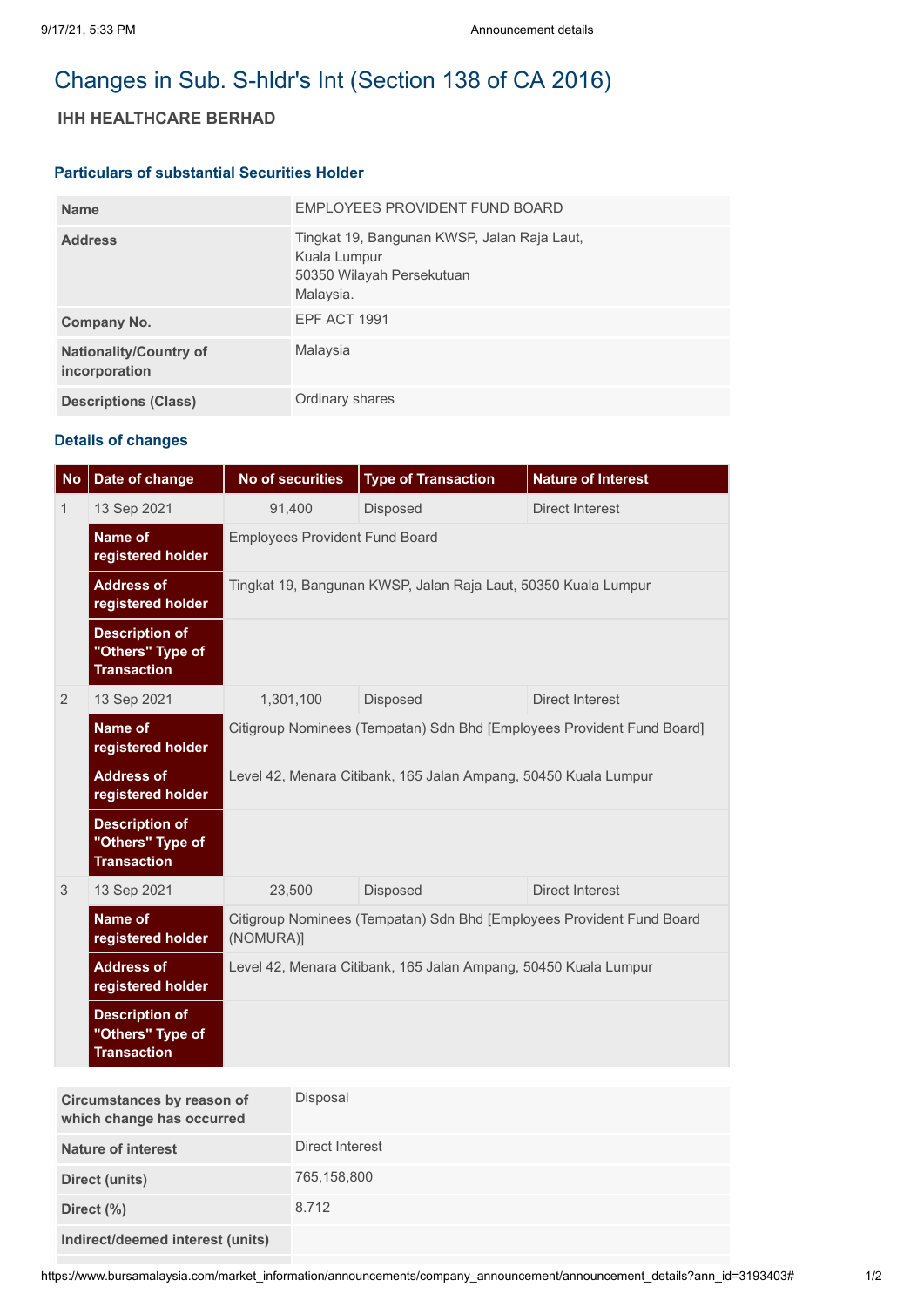# Changes in Sub. S-hldr's Int (Section 138 of CA 2016)

## IHH HEALTHCARE BERHAD

### Particulars of substantial Securities Holder

| | |
|---|---|
| **Name** | EMPLOYEES PROVIDENT FUND BOARD |
| **Address** | Tingkat 19, Bangunan KWSP, Jalan Raja Laut, Kuala Lumpur 50350 Wilayah Persekutuan Malaysia. |
| **Company No.** | EPF ACT 1991 |
| **Nationality/Country of incorporation** | Malaysia |
| **Descriptions (Class)** | Ordinary shares |

### Details of changes

| No | Date of change | No of securities | Type of Transaction | Nature of Interest |
|---|---|---|---|---|
| 1 | 13 Sep 2021 | 91,400 | Disposed | Direct Interest |
| | **Name of registered holder** | Employees Provident Fund Board | | |
| | **Address of registered holder** | Tingkat 19, Bangunan KWSP, Jalan Raja Laut, 50350 Kuala Lumpur | | |
| | **Description of "Others" Type of Transaction** | | | |
| 2 | 13 Sep 2021 | 1,301,100 | Disposed | Direct Interest |
| | **Name of registered holder** | Citigroup Nominees (Tempatan) Sdn Bhd [Employees Provident Fund Board] | | |
| | **Address of registered holder** | Level 42, Menara Citibank, 165 Jalan Ampang, 50450 Kuala Lumpur | | |
| | **Description of "Others" Type of Transaction** | | | |
| 3 | 13 Sep 2021 | 23,500 | Disposed | Direct Interest |
| | **Name of registered holder** | Citigroup Nominees (Tempatan) Sdn Bhd [Employees Provident Fund Board (NOMURA)] | | |
| | **Address of registered holder** | Level 42, Menara Citibank, 165 Jalan Ampang, 50450 Kuala Lumpur | | |
| | **Description of "Others" Type of Transaction** | | | |

| | |
|---|---|
| **Circumstances by reason of which change has occurred** | Disposal |
| **Nature of interest** | Direct Interest |
| **Direct (units)** | 765,158,800 |
| **Direct (%)** | 8.712 |
| **Indirect/deemed interest (units)** | |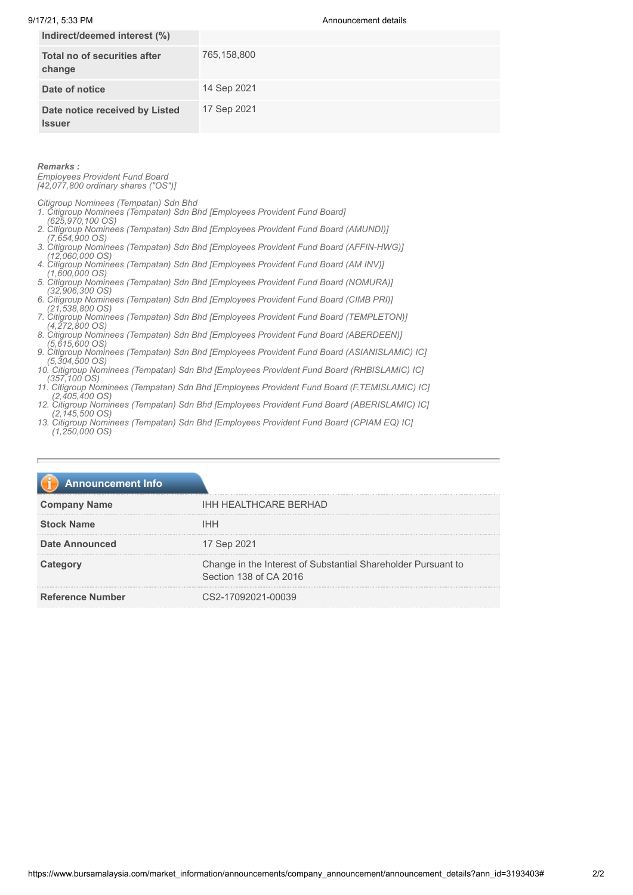| | |
|---|---|
| **Indirect/deemed interest (%)** | |
| **Total no of securities after change** | 765,158,800 |
| **Date of notice** | 14 Sep 2021 |
| **Date notice received by Listed Issuer** | 17 Sep 2021 |

***Remarks :***
*Employees Provident Fund Board*
*[42,077,800 ordinary shares ("OS")]*

*Citigroup Nominees (Tempatan) Sdn Bhd*
1. *Citigroup Nominees (Tempatan) Sdn Bhd [Employees Provident Fund Board] (625,970,100 OS)*
2. *Citigroup Nominees (Tempatan) Sdn Bhd [Employees Provident Fund Board (AMUNDI)] (7,654,900 OS)*
3. *Citigroup Nominees (Tempatan) Sdn Bhd [Employees Provident Fund Board (AFFIN-HWG)] (12,060,000 OS)*
4. *Citigroup Nominees (Tempatan) Sdn Bhd [Employees Provident Fund Board (AM INV)] (1,600,000 OS)*
5. *Citigroup Nominees (Tempatan) Sdn Bhd [Employees Provident Fund Board (NOMURA)] (32,906,300 OS)*
6. *Citigroup Nominees (Tempatan) Sdn Bhd [Employees Provident Fund Board (CIMB PRI)] (21,538,800 OS)*
7. *Citigroup Nominees (Tempatan) Sdn Bhd [Employees Provident Fund Board (TEMPLETON)] (4,272,800 OS)*
8. *Citigroup Nominees (Tempatan) Sdn Bhd [Employees Provident Fund Board (ABERDEEN)] (5,615,600 OS)*
9. *Citigroup Nominees (Tempatan) Sdn Bhd [Employees Provident Fund Board (ASIANISLAMIC) IC] (5,304,500 OS)*
10. *Citigroup Nominees (Tempatan) Sdn Bhd [Employees Provident Fund Board (RHBISLAMIC) IC] (357,100 OS)*
11. *Citigroup Nominees (Tempatan) Sdn Bhd [Employees Provident Fund Board (F.TEMISLAMIC) IC] (2,405,400 OS)*
12. *Citigroup Nominees (Tempatan) Sdn Bhd [Employees Provident Fund Board (ABERISLAMIC) IC] (2,145,500 OS)*
13. *Citigroup Nominees (Tempatan) Sdn Bhd [Employees Provident Fund Board (CPIAM EQ) IC] (1,250,000 OS)*

## Announcement Info

| | |
|---|---|
| **Company Name** | IHH HEALTHCARE BERHAD |
| **Stock Name** | IHH |
| **Date Announced** | 17 Sep 2021 |
| **Category** | Change in the Interest of Substantial Shareholder Pursuant to Section 138 of CA 2016 |
| **Reference Number** | CS2-17092021-00039 |